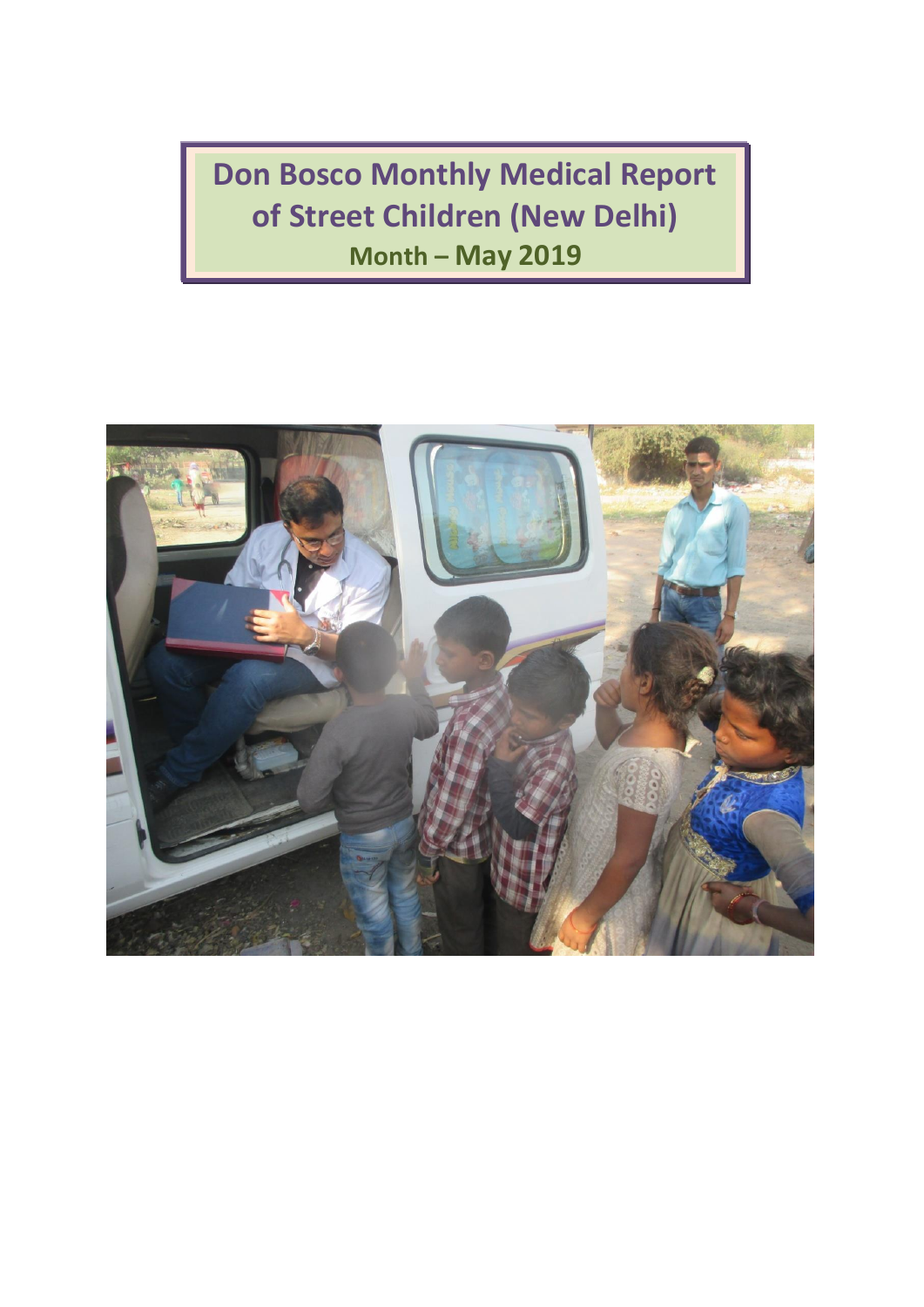# Don Bosco Monthly Medical Report of Street Children (New Delhi)

## Month – May 2019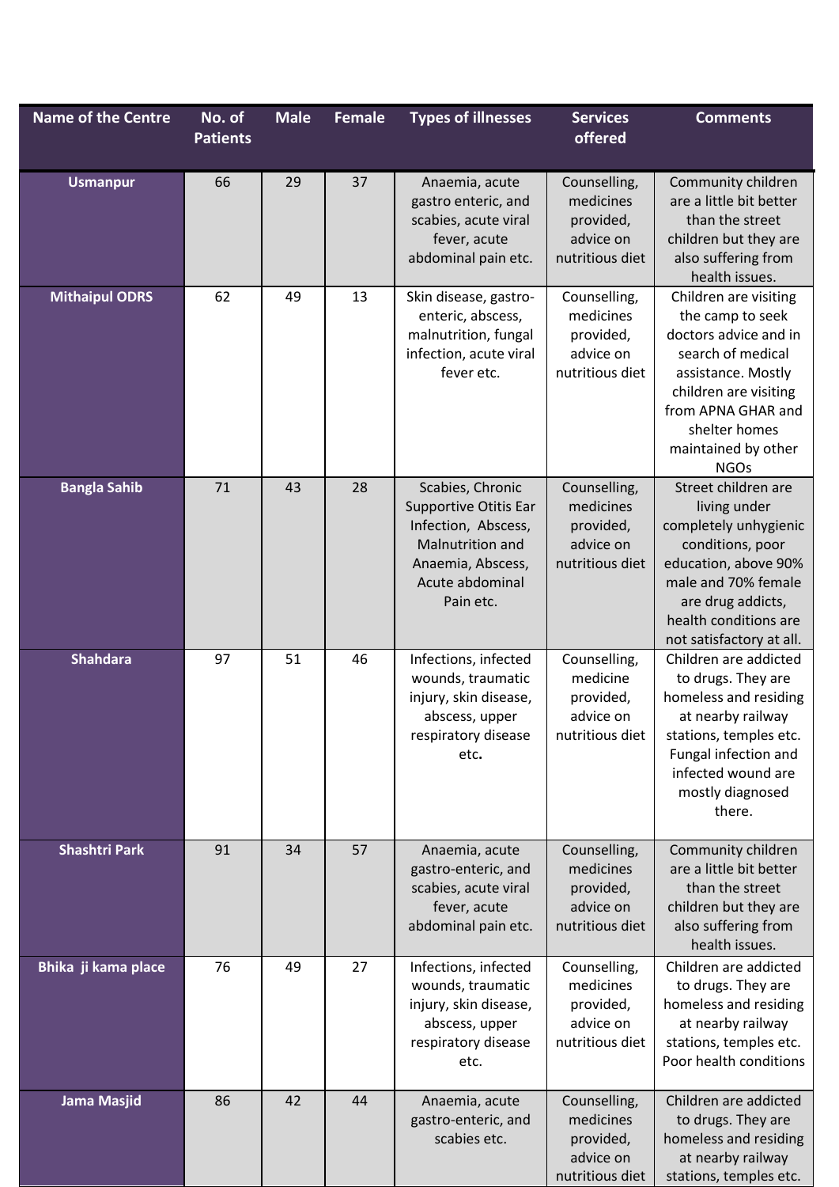| Name of the Centre | No. of Patients | Male | Female | Types of illnesses | Services offered | Comments |
|---|---|---|---|---|---|---|
| **Usmanpur** | 66 | 29 | 37 | Anaemia, acute gastro enteric, and scabies, acute viral fever, acute abdominal pain etc. | Counselling, medicines provided, advice on nutritious diet | Community children are a little bit better than the street children but they are also suffering from health issues. |
| **Mithaipul ODRS** | 62 | 49 | 13 | Skin disease, gastro-enteric, abscess, malnutrition, fungal infection, acute viral fever etc. | Counselling, medicines provided, advice on nutritious diet | Children are visiting the camp to seek doctors advice and in search of medical assistance. Mostly children are visiting from APNA GHAR and shelter homes maintained by other NGOs |
| **Bangla Sahib** | 71 | 43 | 28 | Scabies, Chronic Supportive Otitis Ear Infection, Abscess, Malnutrition and Anaemia, Abscess, Acute abdominal Pain etc. | Counselling, medicines provided, advice on nutritious diet | Street children are living under completely unhygienic conditions, poor education, above 90% male and 70% female are drug addicts, health conditions are not satisfactory at all. |
| **Shahdara** | 97 | 51 | 46 | Infections, infected wounds, traumatic injury, skin disease, abscess, upper respiratory disease etc. | Counselling, medicine provided, advice on nutritious diet | Children are addicted to drugs. They are homeless and residing at nearby railway stations, temples etc. Fungal infection and infected wound are mostly diagnosed there. |
| **Shashtri Park** | 91 | 34 | 57 | Anaemia, acute gastro-enteric, and scabies, acute viral fever, acute abdominal pain etc. | Counselling, medicines provided, advice on nutritious diet | Community children are a little bit better than the street children but they are also suffering from health issues. |
| **Bhika ji kama place** | 76 | 49 | 27 | Infections, infected wounds, traumatic injury, skin disease, abscess, upper respiratory disease etc. | Counselling, medicines provided, advice on nutritious diet | Children are addicted to drugs. They are homeless and residing at nearby railway stations, temples etc. Poor health conditions |
| **Jama Masjid** | 86 | 42 | 44 | Anaemia, acute gastro-enteric, and scabies etc. | Counselling, medicines provided, advice on nutritious diet | Children are addicted to drugs. They are homeless and residing at nearby railway stations, temples etc. |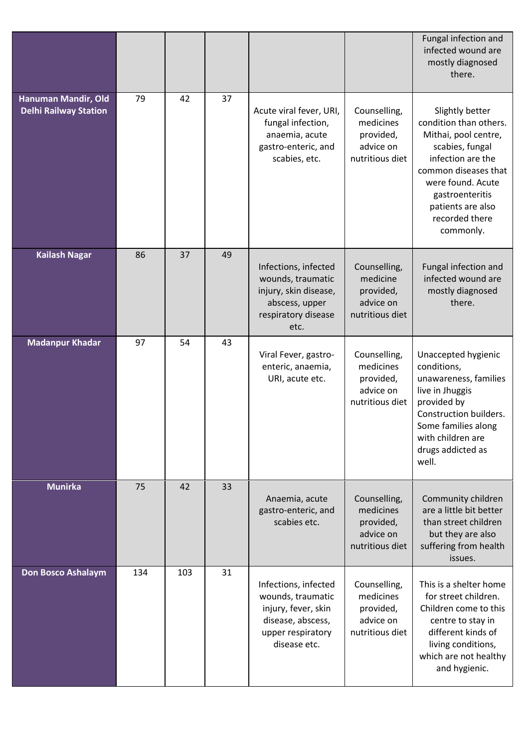| | | | | | | |
|---|---|---|---|---|---|---|
| | | | | | | Fungal infection and infected wound are mostly diagnosed there. |
| **Hanuman Mandir, Old Delhi Railway Station** | 79 | 42 | 37 | Acute viral fever, URI, fungal infection, anaemia, acute gastro-enteric, and scabies, etc. | Counselling, medicines provided, advice on nutritious diet | Slightly better condition than others. Mithai, pool centre, scabies, fungal infection are the common diseases that were found. Acute gastroenteritis patients are also recorded there commonly. |
| **Kailash Nagar** | 86 | 37 | 49 | Infections, infected wounds, traumatic injury, skin disease, abscess, upper respiratory disease etc. | Counselling, medicine provided, advice on nutritious diet | Fungal infection and infected wound are mostly diagnosed there. |
| **Madanpur Khadar** | 97 | 54 | 43 | Viral Fever, gastro-enteric, anaemia, URI, acute etc. | Counselling, medicines provided, advice on nutritious diet | Unaccepted hygienic conditions, unawareness, families live in Jhuggis provided by Construction builders. Some families along with children are drugs addicted as well. |
| **Munirka** | 75 | 42 | 33 | Anaemia, acute gastro-enteric, and scabies etc. | Counselling, medicines provided, advice on nutritious diet | Community children are a little bit better than street children but they are also suffering from health issues. |
| **Don Bosco Ashalaym** | 134 | 103 | 31 | Infections, infected wounds, traumatic injury, fever, skin disease, abscess, upper respiratory disease etc. | Counselling, medicines provided, advice on nutritious diet | This is a shelter home for street children. Children come to this centre to stay in different kinds of living conditions, which are not healthy and hygienic. |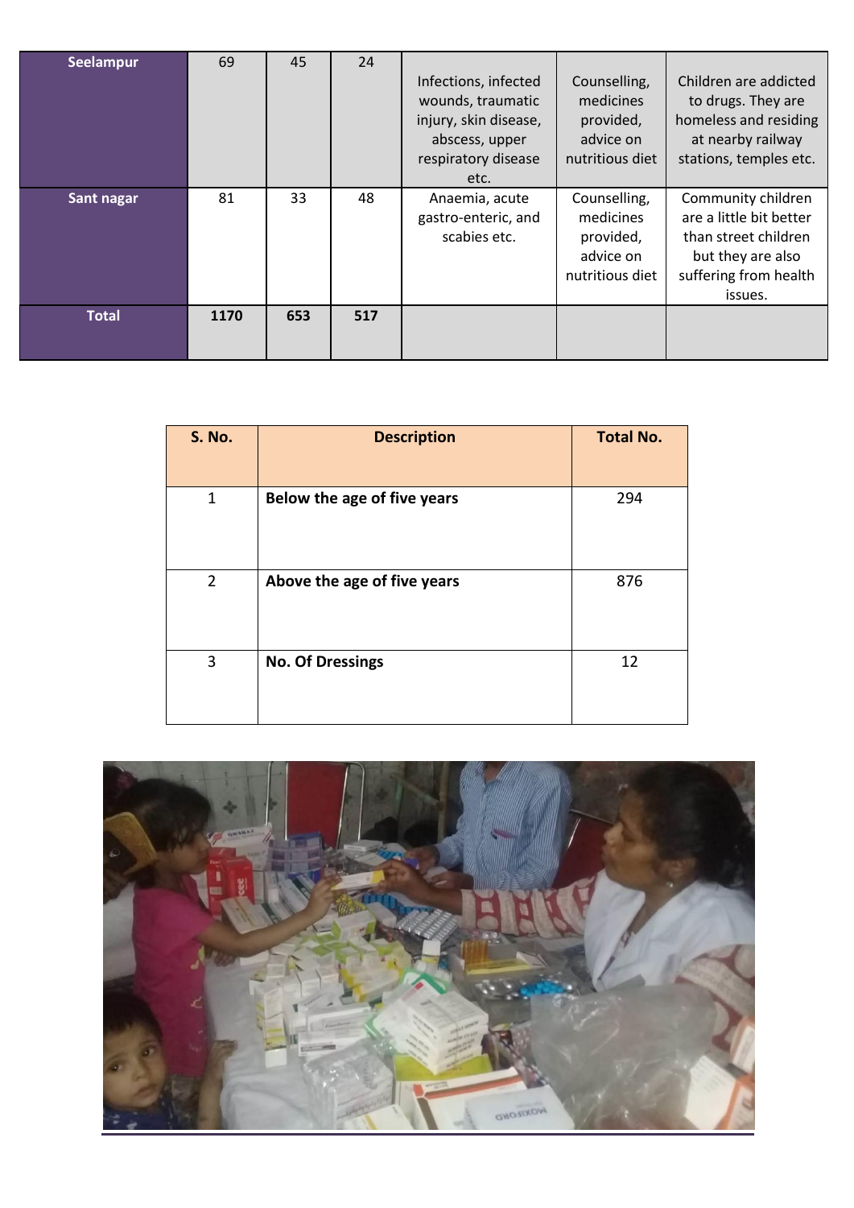| | | | | | | |
|---|---|---|---|---|---|---|
| **Seelampur** | 69 | 45 | 24 | Infections, infected wounds, traumatic injury, skin disease, abscess, upper respiratory disease etc. | Counselling, medicines provided, advice on nutritious diet | Children are addicted to drugs. They are homeless and residing at nearby railway stations, temples etc. |
| **Sant nagar** | 81 | 33 | 48 | Anaemia, acute gastro-enteric, and scabies etc. | Counselling, medicines provided, advice on nutritious diet | Community children are a little bit better than street children but they are also suffering from health issues. |
| **Total** | **1170** | **653** | **517** | | | |

| S. No. | Description | Total No. |
|---|---|---|
| 1 | **Below the age of five years** | 294 |
| 2 | **Above the age of five years** | 876 |
| 3 | **No. Of Dressings** | 12 |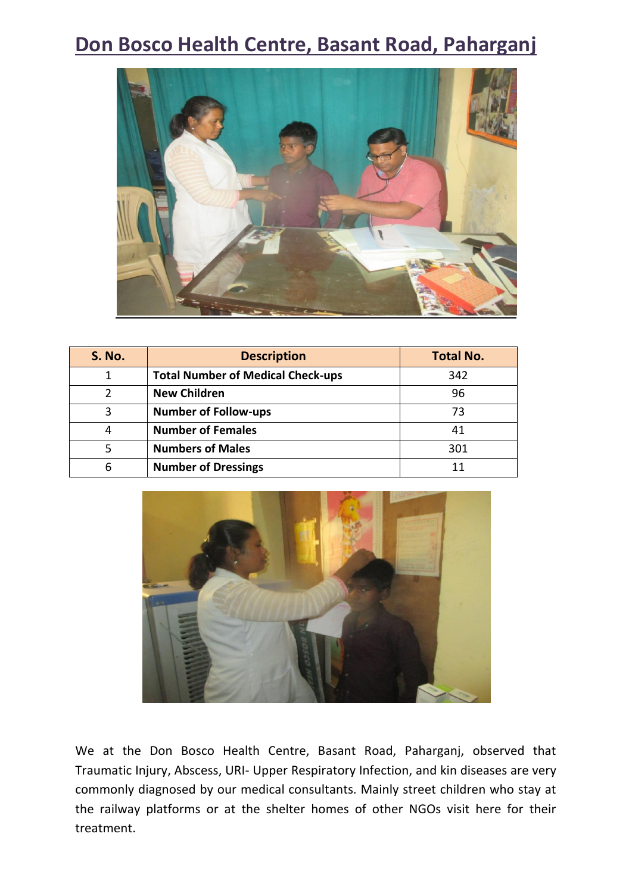# Don Bosco Health Centre, Basant Road, Paharganj

| S. No. | Description | Total No. |
|---|---|---|
| 1 | **Total Number of Medical Check-ups** | 342 |
| 2 | **New Children** | 96 |
| 3 | **Number of Follow-ups** | 73 |
| 4 | **Number of Females** | 41 |
| 5 | **Numbers of Males** | 301 |
| 6 | **Number of Dressings** | 11 |

We at the Don Bosco Health Centre, Basant Road, Paharganj, observed that Traumatic Injury, Abscess, URI- Upper Respiratory Infection, and kin diseases are very commonly diagnosed by our medical consultants. Mainly street children who stay at the railway platforms or at the shelter homes of other NGOs visit here for their treatment.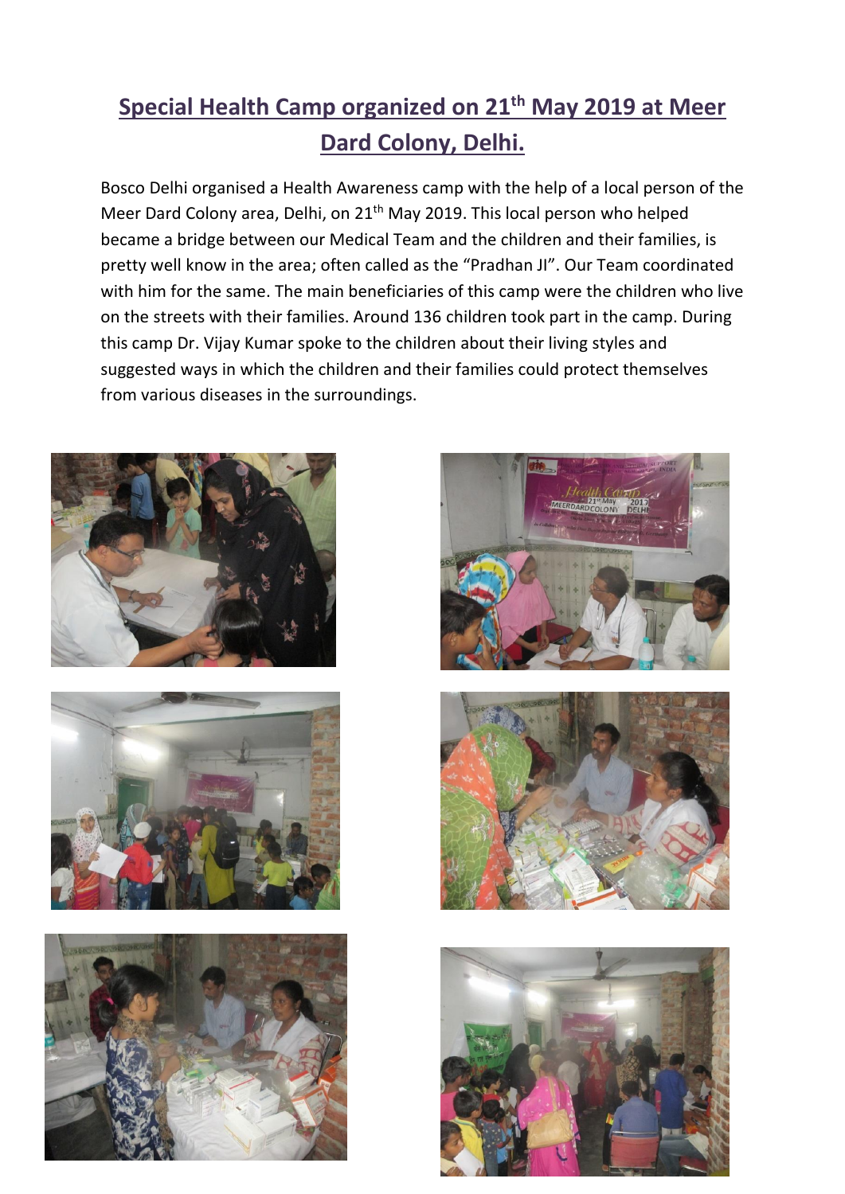# Special Health Camp organized on 21th May 2019 at Meer Dard Colony, Delhi.

Bosco Delhi organised a Health Awareness camp with the help of a local person of the Meer Dard Colony area, Delhi, on 21th May 2019. This local person who helped became a bridge between our Medical Team and the children and their families, is pretty well know in the area; often called as the "Pradhan JI". Our Team coordinated with him for the same. The main beneficiaries of this camp were the children who live on the streets with their families. Around 136 children took part in the camp. During this camp Dr. Vijay Kumar spoke to the children about their living styles and suggested ways in which the children and their families could protect themselves from various diseases in the surroundings.